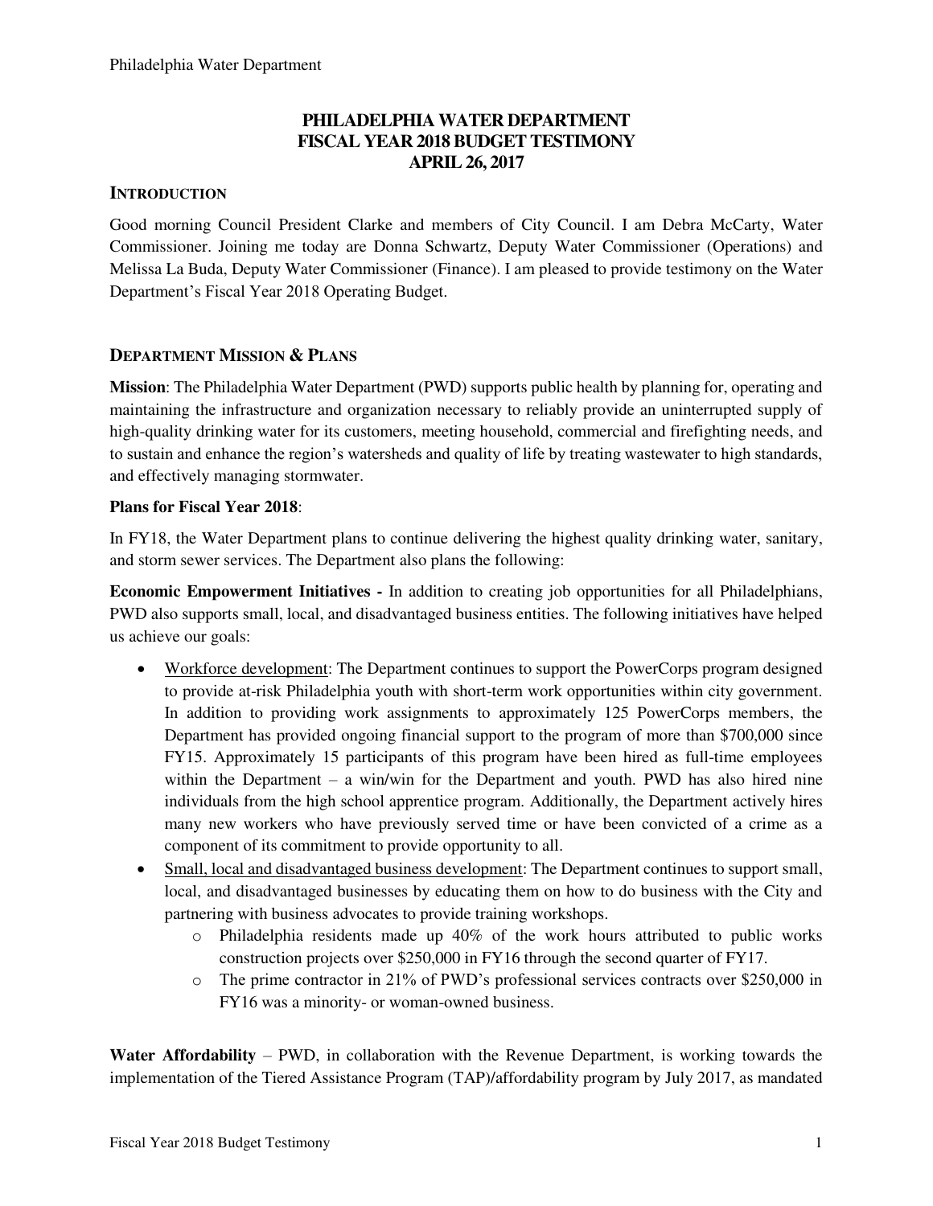# PHILADELPHIA WATER DEPARTMENT
# FISCAL YEAR 2018 BUDGET TESTIMONY
# APRIL 26, 2017

## INTRODUCTION

Good morning Council President Clarke and members of City Council. I am Debra McCarty, Water Commissioner. Joining me today are Donna Schwartz, Deputy Water Commissioner (Operations) and Melissa La Buda, Deputy Water Commissioner (Finance). I am pleased to provide testimony on the Water Department's Fiscal Year 2018 Operating Budget.

## DEPARTMENT MISSION & PLANS

**Mission**: The Philadelphia Water Department (PWD) supports public health by planning for, operating and maintaining the infrastructure and organization necessary to reliably provide an uninterrupted supply of high-quality drinking water for its customers, meeting household, commercial and firefighting needs, and to sustain and enhance the region's watersheds and quality of life by treating wastewater to high standards, and effectively managing stormwater.

**Plans for Fiscal Year 2018**:

In FY18, the Water Department plans to continue delivering the highest quality drinking water, sanitary, and storm sewer services. The Department also plans the following:

**Economic Empowerment Initiatives -** In addition to creating job opportunities for all Philadelphians, PWD also supports small, local, and disadvantaged business entities. The following initiatives have helped us achieve our goals:

- Workforce development: The Department continues to support the PowerCorps program designed to provide at-risk Philadelphia youth with short-term work opportunities within city government. In addition to providing work assignments to approximately 125 PowerCorps members, the Department has provided ongoing financial support to the program of more than $700,000 since FY15. Approximately 15 participants of this program have been hired as full-time employees within the Department – a win/win for the Department and youth. PWD has also hired nine individuals from the high school apprentice program. Additionally, the Department actively hires many new workers who have previously served time or have been convicted of a crime as a component of its commitment to provide opportunity to all.
- Small, local and disadvantaged business development: The Department continues to support small, local, and disadvantaged businesses by educating them on how to do business with the City and partnering with business advocates to provide training workshops.
  - Philadelphia residents made up 40% of the work hours attributed to public works construction projects over $250,000 in FY16 through the second quarter of FY17.
  - The prime contractor in 21% of PWD's professional services contracts over $250,000 in FY16 was a minority- or woman-owned business.

**Water Affordability** – PWD, in collaboration with the Revenue Department, is working towards the implementation of the Tiered Assistance Program (TAP)/affordability program by July 2017, as mandated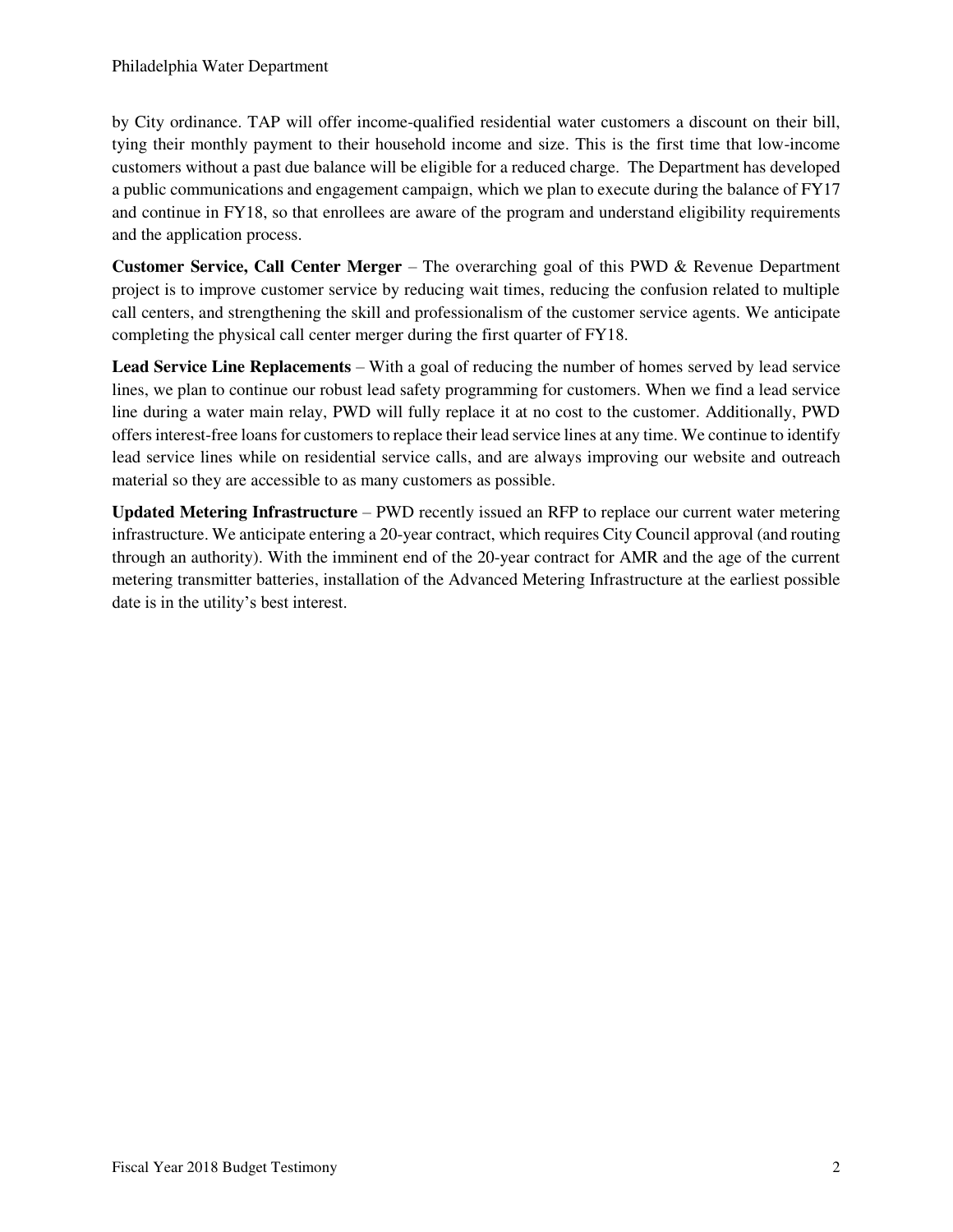by City ordinance. TAP will offer income-qualified residential water customers a discount on their bill, tying their monthly payment to their household income and size. This is the first time that low-income customers without a past due balance will be eligible for a reduced charge. The Department has developed a public communications and engagement campaign, which we plan to execute during the balance of FY17 and continue in FY18, so that enrollees are aware of the program and understand eligibility requirements and the application process.

**Customer Service, Call Center Merger** – The overarching goal of this PWD & Revenue Department project is to improve customer service by reducing wait times, reducing the confusion related to multiple call centers, and strengthening the skill and professionalism of the customer service agents. We anticipate completing the physical call center merger during the first quarter of FY18.

**Lead Service Line Replacements** – With a goal of reducing the number of homes served by lead service lines, we plan to continue our robust lead safety programming for customers. When we find a lead service line during a water main relay, PWD will fully replace it at no cost to the customer. Additionally, PWD offers interest-free loans for customers to replace their lead service lines at any time. We continue to identify lead service lines while on residential service calls, and are always improving our website and outreach material so they are accessible to as many customers as possible.

**Updated Metering Infrastructure** – PWD recently issued an RFP to replace our current water metering infrastructure. We anticipate entering a 20-year contract, which requires City Council approval (and routing through an authority). With the imminent end of the 20-year contract for AMR and the age of the current metering transmitter batteries, installation of the Advanced Metering Infrastructure at the earliest possible date is in the utility's best interest.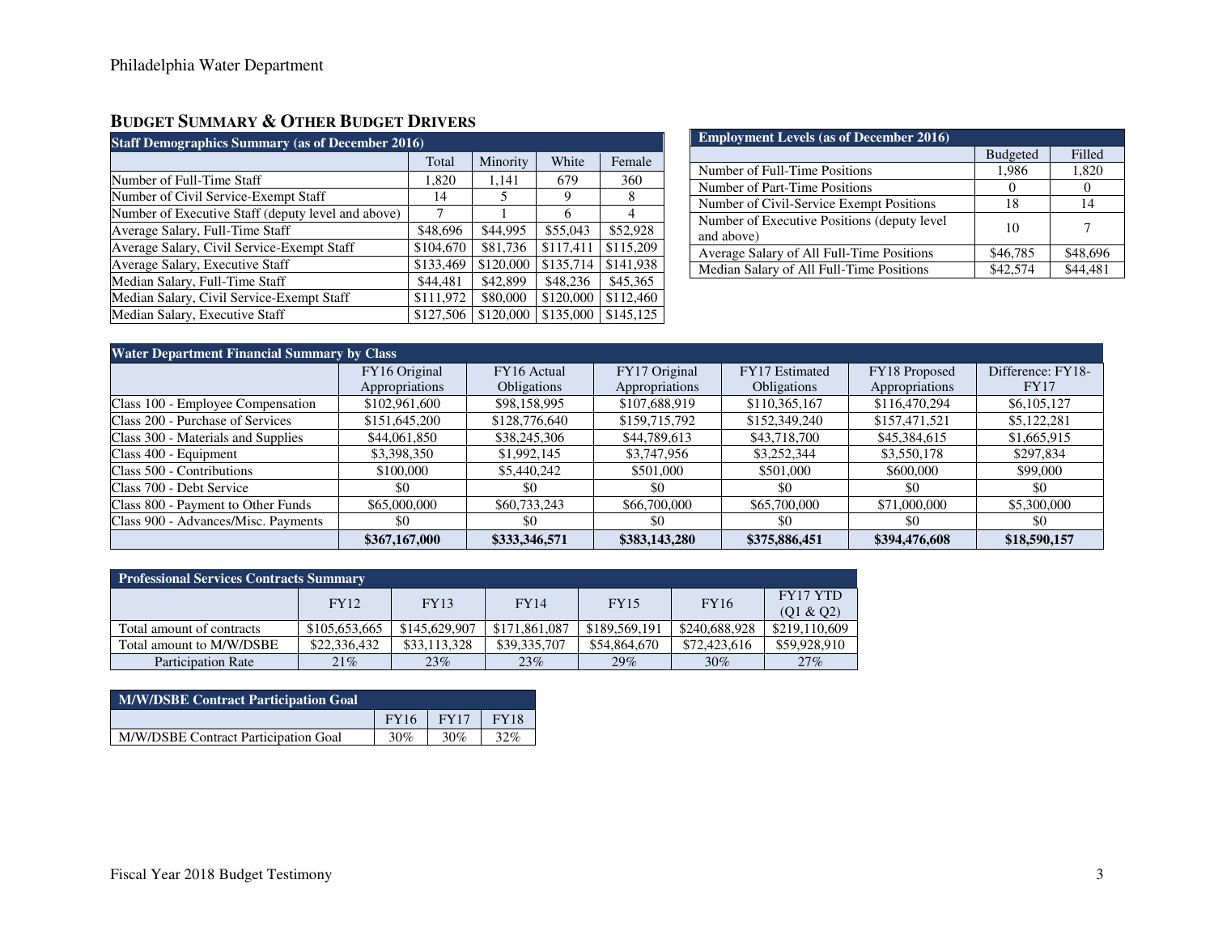## BUDGET SUMMARY & OTHER BUDGET DRIVERS

| Staff Demographics Summary (as of December 2016) | | | | |
|---|---|---|---|---|
| | Total | Minority | White | Female |
| Number of Full-Time Staff | 1,820 | 1,141 | 679 | 360 |
| Number of Civil Service-Exempt Staff | 14 | 5 | 9 | 8 |
| Number of Executive Staff (deputy level and above) | 7 | 1 | 6 | 4 |
| Average Salary, Full-Time Staff | $48,696 | $44,995 | $55,043 | $52,928 |
| Average Salary, Civil Service-Exempt Staff | $104,670 | $81,736 | $117,411 | $115,209 |
| Average Salary, Executive Staff | $133,469 | $120,000 | $135,714 | $141,938 |
| Median Salary, Full-Time Staff | $44,481 | $42,899 | $48,236 | $45,365 |
| Median Salary, Civil Service-Exempt Staff | $111,972 | $80,000 | $120,000 | $112,460 |
| Median Salary, Executive Staff | $127,506 | $120,000 | $135,000 | $145,125 |

| Employment Levels (as of December 2016) | | |
|---|---|---|
| | Budgeted | Filled |
| Number of Full-Time Positions | 1,986 | 1,820 |
| Number of Part-Time Positions | 0 | 0 |
| Number of Civil-Service Exempt Positions | 18 | 14 |
| Number of Executive Positions (deputy level and above) | 10 | 7 |
| Average Salary of All Full-Time Positions | $46,785 | $48,696 |
| Median Salary of All Full-Time Positions | $42,574 | $44,481 |

| Water Department Financial Summary by Class | | | | | | |
|---|---|---|---|---|---|---|
| | FY16 Original Appropriations | FY16 Actual Obligations | FY17 Original Appropriations | FY17 Estimated Obligations | FY18 Proposed Appropriations | Difference: FY18-FY17 |
| Class 100 - Employee Compensation | $102,961,600 | $98,158,995 | $107,688,919 | $110,365,167 | $116,470,294 | $6,105,127 |
| Class 200 - Purchase of Services | $151,645,200 | $128,776,640 | $159,715,792 | $152,349,240 | $157,471,521 | $5,122,281 |
| Class 300 - Materials and Supplies | $44,061,850 | $38,245,306 | $44,789,613 | $43,718,700 | $45,384,615 | $1,665,915 |
| Class 400 - Equipment | $3,398,350 | $1,992,145 | $3,747,956 | $3,252,344 | $3,550,178 | $297,834 |
| Class 500 - Contributions | $100,000 | $5,440,242 | $501,000 | $501,000 | $600,000 | $99,000 |
| Class 700 - Debt Service | $0 | $0 | $0 | $0 | $0 | $0 |
| Class 800 - Payment to Other Funds | $65,000,000 | $60,733,243 | $66,700,000 | $65,700,000 | $71,000,000 | $5,300,000 |
| Class 900 - Advances/Misc. Payments | $0 | $0 | $0 | $0 | $0 | $0 |
| | **$367,167,000** | **$333,346,571** | **$383,143,280** | **$375,886,451** | **$394,476,608** | **$18,590,157** |

| Professional Services Contracts Summary | | | | | | |
|---|---|---|---|---|---|---|
| | FY12 | FY13 | FY14 | FY15 | FY16 | FY17 YTD (Q1 & Q2) |
| Total amount of contracts | $105,653,665 | $145,629,907 | $171,861,087 | $189,569,191 | $240,688,928 | $219,110,609 |
| Total amount to M/W/DSBE | $22,336,432 | $33,113,328 | $39,335,707 | $54,864,670 | $72,423,616 | $59,928,910 |
| Participation Rate | 21% | 23% | 23% | 29% | 30% | 27% |

| M/W/DSBE Contract Participation Goal | | | |
|---|---|---|---|
| | FY16 | FY17 | FY18 |
| M/W/DSBE Contract Participation Goal | 30% | 30% | 32% |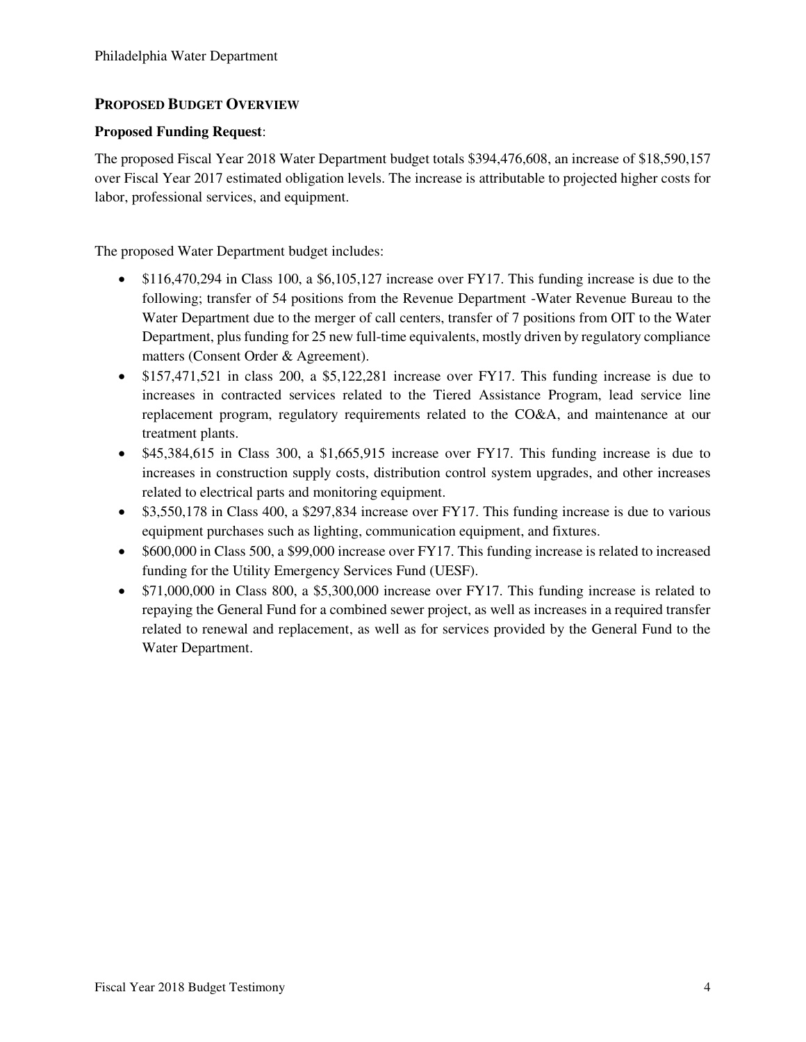## PROPOSED BUDGET OVERVIEW

**Proposed Funding Request**:

The proposed Fiscal Year 2018 Water Department budget totals $394,476,608, an increase of $18,590,157 over Fiscal Year 2017 estimated obligation levels. The increase is attributable to projected higher costs for labor, professional services, and equipment.

The proposed Water Department budget includes:

- $116,470,294 in Class 100, a $6,105,127 increase over FY17. This funding increase is due to the following; transfer of 54 positions from the Revenue Department -Water Revenue Bureau to the Water Department due to the merger of call centers, transfer of 7 positions from OIT to the Water Department, plus funding for 25 new full-time equivalents, mostly driven by regulatory compliance matters (Consent Order & Agreement).
- $157,471,521 in class 200, a $5,122,281 increase over FY17. This funding increase is due to increases in contracted services related to the Tiered Assistance Program, lead service line replacement program, regulatory requirements related to the CO&A, and maintenance at our treatment plants.
- $45,384,615 in Class 300, a $1,665,915 increase over FY17. This funding increase is due to increases in construction supply costs, distribution control system upgrades, and other increases related to electrical parts and monitoring equipment.
- $3,550,178 in Class 400, a $297,834 increase over FY17. This funding increase is due to various equipment purchases such as lighting, communication equipment, and fixtures.
- $600,000 in Class 500, a $99,000 increase over FY17. This funding increase is related to increased funding for the Utility Emergency Services Fund (UESF).
- $71,000,000 in Class 800, a $5,300,000 increase over FY17. This funding increase is related to repaying the General Fund for a combined sewer project, as well as increases in a required transfer related to renewal and replacement, as well as for services provided by the General Fund to the Water Department.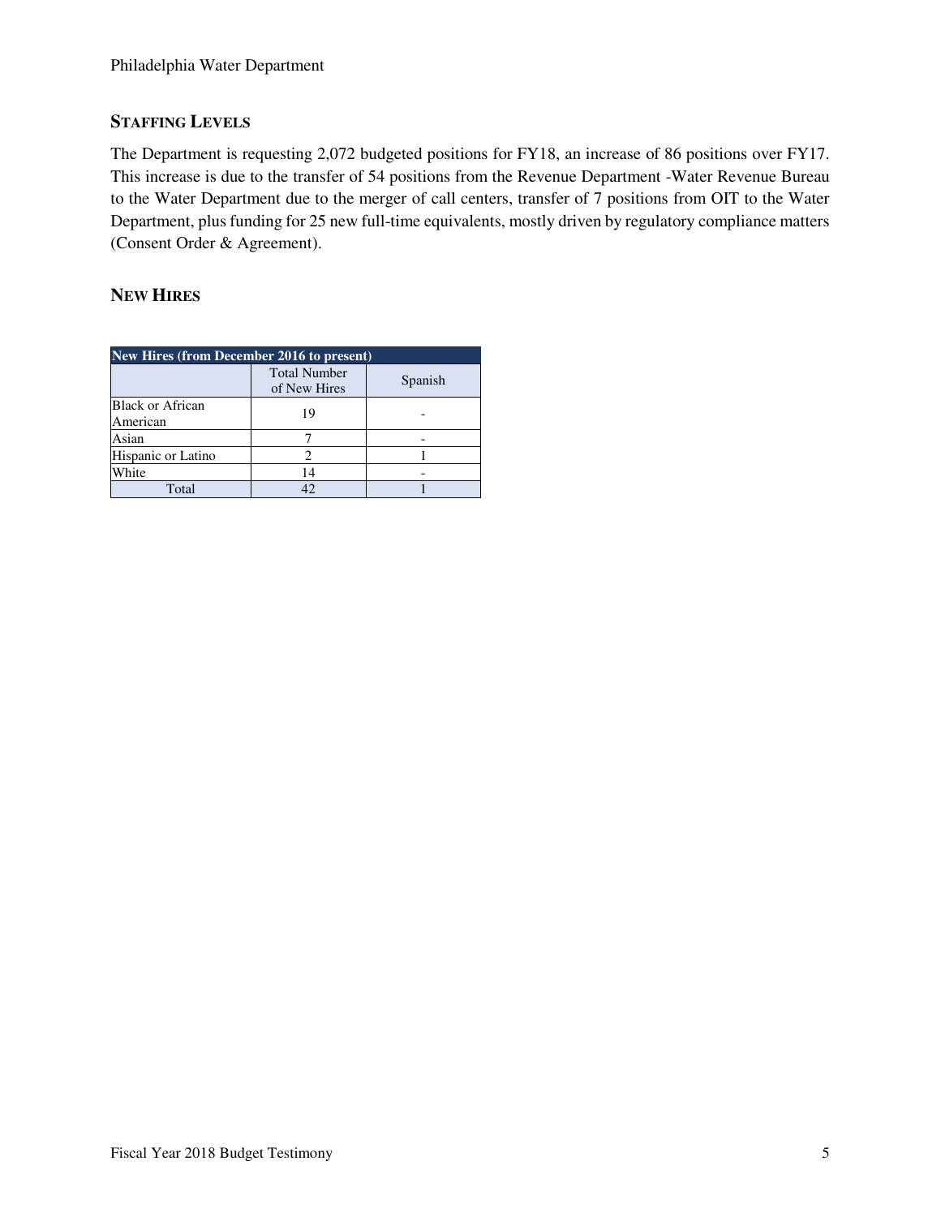## STAFFING LEVELS

The Department is requesting 2,072 budgeted positions for FY18, an increase of 86 positions over FY17. This increase is due to the transfer of 54 positions from the Revenue Department -Water Revenue Bureau to the Water Department due to the merger of call centers, transfer of 7 positions from OIT to the Water Department, plus funding for 25 new full-time equivalents, mostly driven by regulatory compliance matters (Consent Order & Agreement).

## NEW HIRES

| New Hires (from December 2016 to present) | | |
|---|---|---|
| | Total Number of New Hires | Spanish |
| Black or African American | 19 | - |
| Asian | 7 | - |
| Hispanic or Latino | 2 | 1 |
| White | 14 | - |
| Total | 42 | 1 |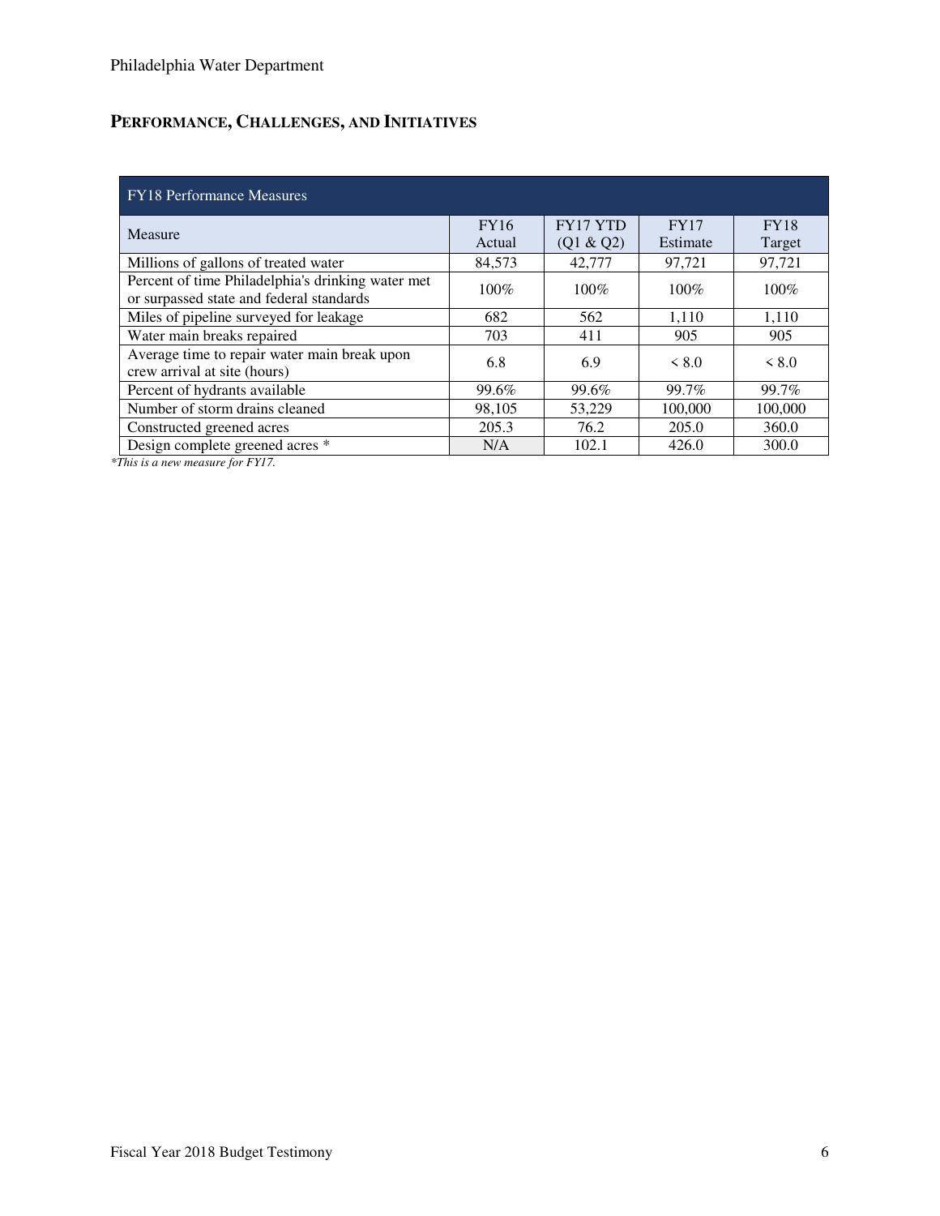## PERFORMANCE, CHALLENGES, AND INITIATIVES

| FY18 Performance Measures | | | | |
|---|---|---|---|---|
| Measure | FY16 Actual | FY17 YTD (Q1 & Q2) | FY17 Estimate | FY18 Target |
| Millions of gallons of treated water | 84,573 | 42,777 | 97,721 | 97,721 |
| Percent of time Philadelphia's drinking water met or surpassed state and federal standards | 100% | 100% | 100% | 100% |
| Miles of pipeline surveyed for leakage | 682 | 562 | 1,110 | 1,110 |
| Water main breaks repaired | 703 | 411 | 905 | 905 |
| Average time to repair water main break upon crew arrival at site (hours) | 6.8 | 6.9 | < 8.0 | < 8.0 |
| Percent of hydrants available | 99.6% | 99.6% | 99.7% | 99.7% |
| Number of storm drains cleaned | 98,105 | 53,229 | 100,000 | 100,000 |
| Constructed greened acres | 205.3 | 76.2 | 205.0 | 360.0 |
| Design complete greened acres * | N/A | 102.1 | 426.0 | 300.0 |

*\*This is a new measure for FY17.*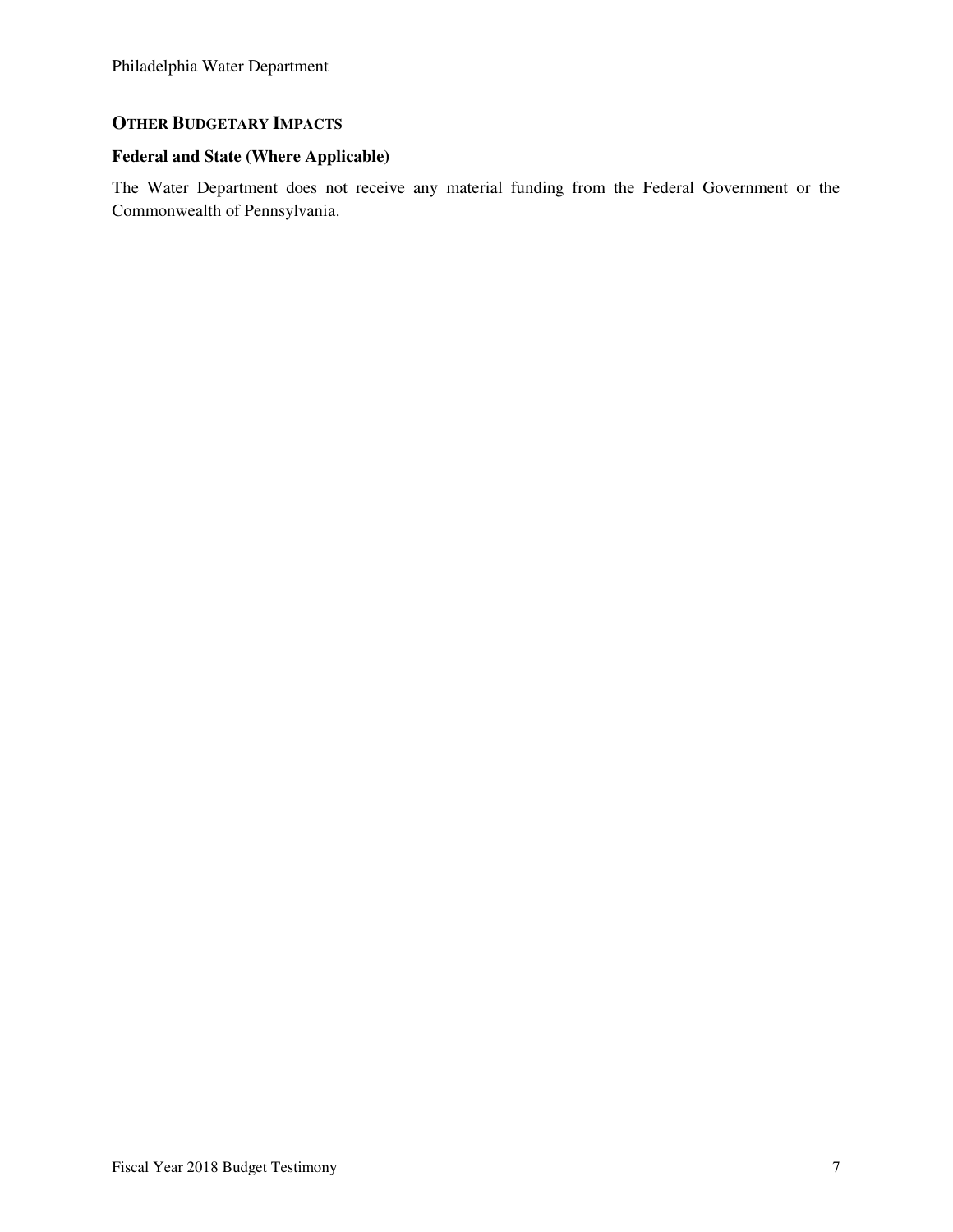## OTHER BUDGETARY IMPACTS

### Federal and State (Where Applicable)

The Water Department does not receive any material funding from the Federal Government or the Commonwealth of Pennsylvania.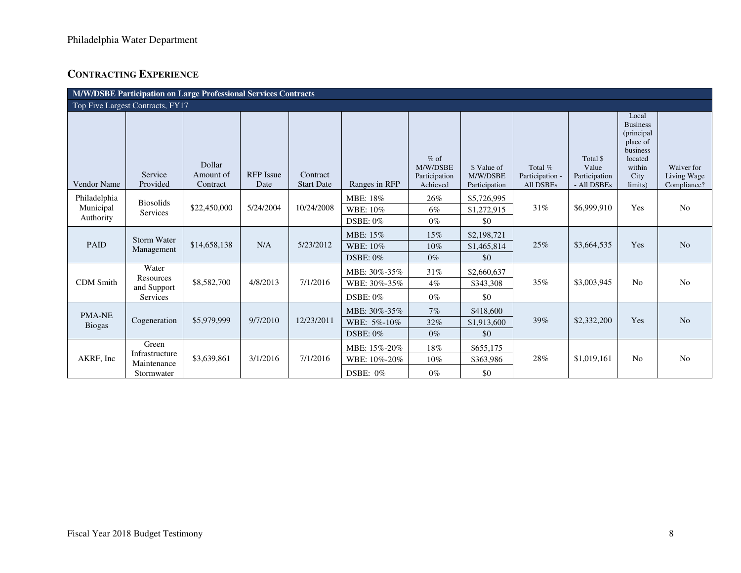## CONTRACTING EXPERIENCE

| M/W/DSBE Participation on Large Professional Services Contracts | | | | | | | | | | | |
|---|---|---|---|---|---|---|---|---|---|---|---|
| Top Five Largest Contracts, FY17 | | | | | | | | | | | |
| Vendor Name | Service Provided | Dollar Amount of Contract | RFP Issue Date | Contract Start Date | Ranges in RFP | % of M/W/DSBE Participation Achieved | $ Value of M/W/DSBE Participation | Total % Participation - All DSBEs | Total $ Value Participation - All DSBEs | Local Business (principal place of business located within City limits) | Waiver for Living Wage Compliance? |
| Philadelphia Municipal Authority | Biosolids Services | $22,450,000 | 5/24/2004 | 10/24/2008 | MBE: 18% | 26% | $5,726,995 | 31% | $6,999,910 | Yes | No |
| | | | | | WBE: 10% | 6% | $1,272,915 | | | | |
| | | | | | DSBE: 0% | 0% | $0 | | | | |
| PAID | Storm Water Management | $14,658,138 | N/A | 5/23/2012 | MBE: 15% | 15% | $2,198,721 | 25% | $3,664,535 | Yes | No |
| | | | | | WBE: 10% | 10% | $1,465,814 | | | | |
| | | | | | DSBE: 0% | 0% | $0 | | | | |
| CDM Smith | Water Resources and Support Services | $8,582,700 | 4/8/2013 | 7/1/2016 | MBE: 30%-35% | 31% | $2,660,637 | 35% | $3,003,945 | No | No |
| | | | | | WBE: 30%-35% | 4% | $343,308 | | | | |
| | | | | | DSBE: 0% | 0% | $0 | | | | |
| PMA-NE Biogas | Cogeneration | $5,979,999 | 9/7/2010 | 12/23/2011 | MBE: 30%-35% | 7% | $418,600 | 39% | $2,332,200 | Yes | No |
| | | | | | WBE: 5%-10% | 32% | $1,913,600 | | | | |
| | | | | | DSBE: 0% | 0% | $0 | | | | |
| AKRF, Inc | Green Infrastructure Maintenance Stormwater | $3,639,861 | 3/1/2016 | 7/1/2016 | MBE: 15%-20% | 18% | $655,175 | 28% | $1,019,161 | No | No |
| | | | | | WBE: 10%-20% | 10% | $363,986 | | | | |
| | | | | | DSBE: 0% | 0% | $0 | | | | |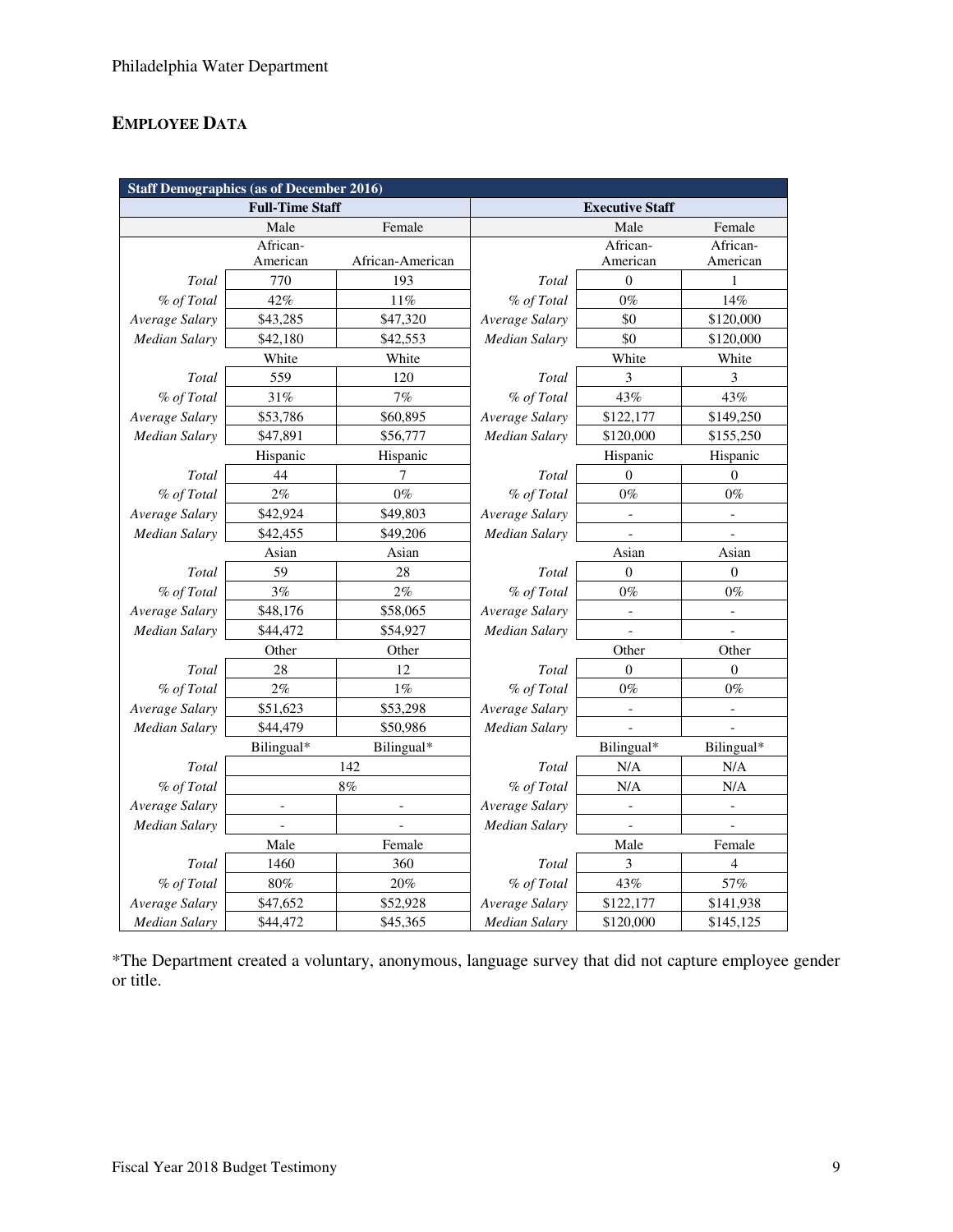## EMPLOYEE DATA

| Staff Demographics (as of December 2016) | | | | | |
|---|---|---|---|---|---|
| Full-Time Staff | | | Executive Staff | | |
| | Male | Female | | Male | Female |
| | African-American | African-American | | African-American | African-American |
| *Total* | 770 | 193 | *Total* | 0 | 1 |
| *% of Total* | 42% | 11% | *% of Total* | 0% | 14% |
| *Average Salary* | $43,285 | $47,320 | *Average Salary* | $0 | $120,000 |
| *Median Salary* | $42,180 | $42,553 | *Median Salary* | $0 | $120,000 |
| | White | White | | White | White |
| *Total* | 559 | 120 | *Total* | 3 | 3 |
| *% of Total* | 31% | 7% | *% of Total* | 43% | 43% |
| *Average Salary* | $53,786 | $60,895 | *Average Salary* | $122,177 | $149,250 |
| *Median Salary* | $47,891 | $56,777 | *Median Salary* | $120,000 | $155,250 |
| | Hispanic | Hispanic | | Hispanic | Hispanic |
| *Total* | 44 | 7 | *Total* | 0 | 0 |
| *% of Total* | 2% | 0% | *% of Total* | 0% | 0% |
| *Average Salary* | $42,924 | $49,803 | *Average Salary* | - | - |
| *Median Salary* | $42,455 | $49,206 | *Median Salary* | - | - |
| | Asian | Asian | | Asian | Asian |
| *Total* | 59 | 28 | *Total* | 0 | 0 |
| *% of Total* | 3% | 2% | *% of Total* | 0% | 0% |
| *Average Salary* | $48,176 | $58,065 | *Average Salary* | - | - |
| *Median Salary* | $44,472 | $54,927 | *Median Salary* | - | - |
| | Other | Other | | Other | Other |
| *Total* | 28 | 12 | *Total* | 0 | 0 |
| *% of Total* | 2% | 1% | *% of Total* | 0% | 0% |
| *Average Salary* | $51,623 | $53,298 | *Average Salary* | - | - |
| *Median Salary* | $44,479 | $50,986 | *Median Salary* | - | - |
| | Bilingual* | Bilingual* | | Bilingual* | Bilingual* |
| *Total* | 142 | | *Total* | N/A | N/A |
| *% of Total* | 8% | | *% of Total* | N/A | N/A |
| *Average Salary* | - | - | *Average Salary* | - | - |
| *Median Salary* | - | - | *Median Salary* | - | - |
| | Male | Female | | Male | Female |
| *Total* | 1460 | 360 | *Total* | 3 | 4 |
| *% of Total* | 80% | 20% | *% of Total* | 43% | 57% |
| *Average Salary* | $47,652 | $52,928 | *Average Salary* | $122,177 | $141,938 |
| *Median Salary* | $44,472 | $45,365 | *Median Salary* | $120,000 | $145,125 |

*The Department created a voluntary, anonymous, language survey that did not capture employee gender or title.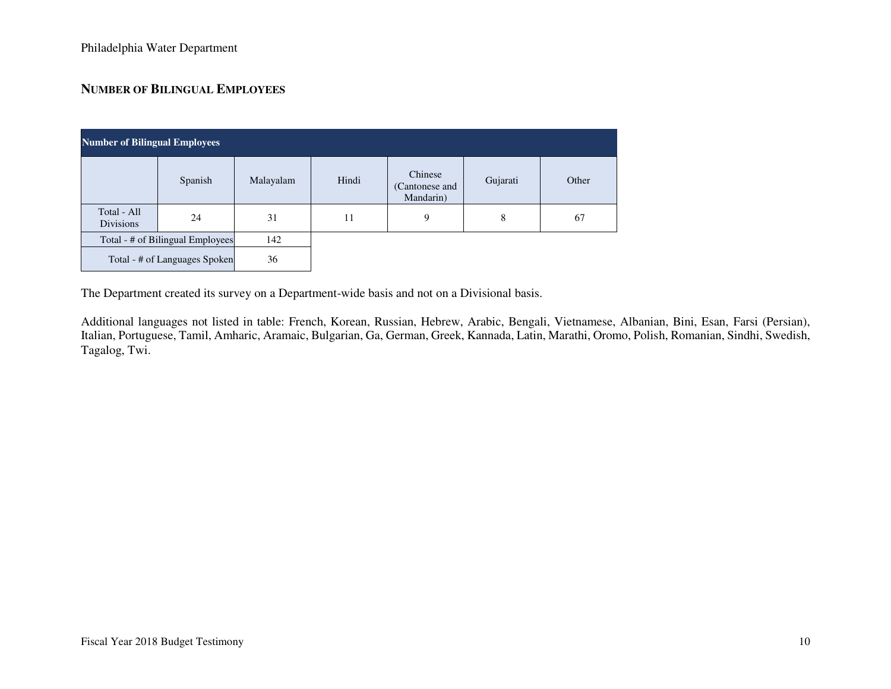## NUMBER OF BILINGUAL EMPLOYEES

| Number of Bilingual Employees | | | | | | |
|---|---|---|---|---|---|---|
| | Spanish | Malayalam | Hindi | Chinese (Cantonese and Mandarin) | Gujarati | Other |
| Total - All Divisions | 24 | 31 | 11 | 9 | 8 | 67 |
| Total - # of Bilingual Employees | | 142 | | | | |
| Total - # of Languages Spoken | | 36 | | | | |

The Department created its survey on a Department-wide basis and not on a Divisional basis.

Additional languages not listed in table: French, Korean, Russian, Hebrew, Arabic, Bengali, Vietnamese, Albanian, Bini, Esan, Farsi (Persian), Italian, Portuguese, Tamil, Amharic, Aramaic, Bulgarian, Ga, German, Greek, Kannada, Latin, Marathi, Oromo, Polish, Romanian, Sindhi, Swedish, Tagalog, Twi.